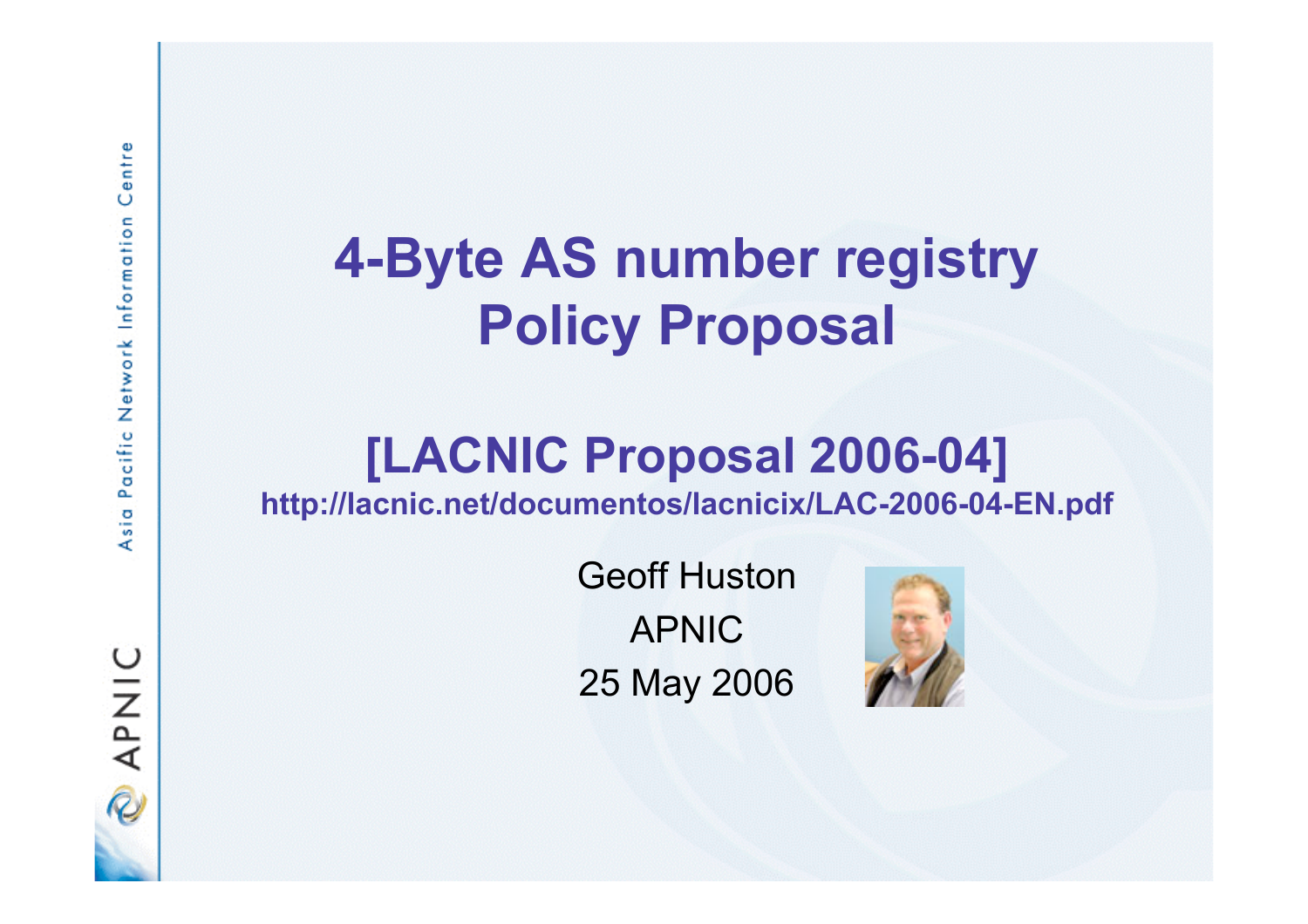# 4-Byte AS number registry Policy Proposal

## [LACNIC Proposal 2006-04]

**http://lacnic.net/documentos/lacnicix/LAC-2006-04-EN.pdf**

Geoff Huston

APNIC

25 May 2006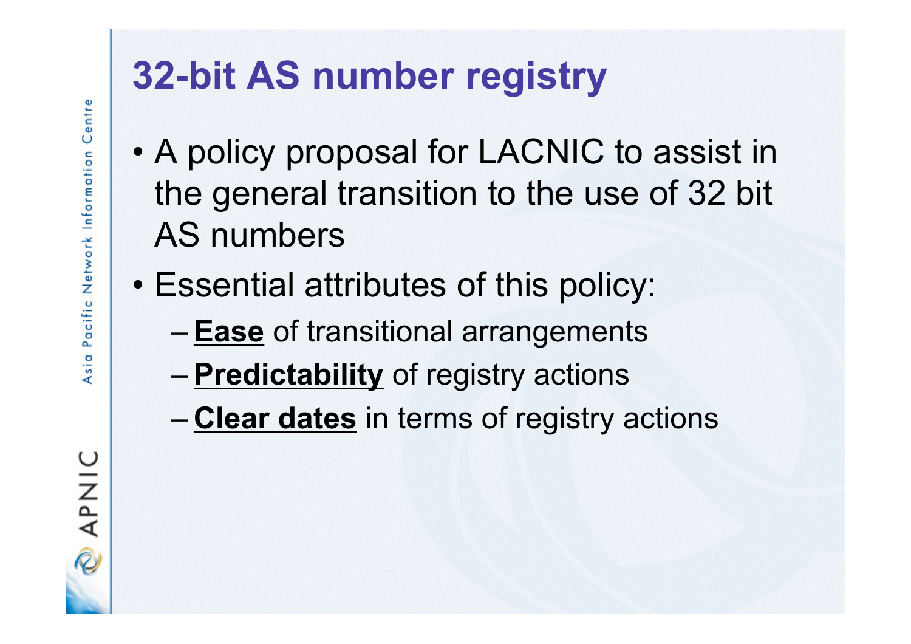# 32-bit AS number registry

- A policy proposal for LACNIC to assist in the general transition to the use of 32 bit AS numbers
- Essential attributes of this policy:
  - **Ease** of transitional arrangements
  - **Predictability** of registry actions
  - **Clear dates** in terms of registry actions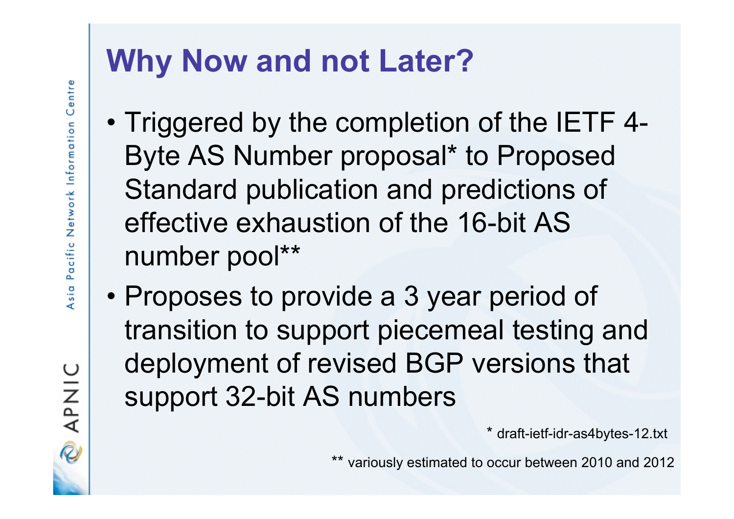# Why Now and not Later?

- Triggered by the completion of the IETF 4-Byte AS Number proposal* to Proposed Standard publication and predictions of effective exhaustion of the 16-bit AS number pool**
- Proposes to provide a 3 year period of transition to support piecemeal testing and deployment of revised BGP versions that support 32-bit AS numbers

\* draft-ietf-idr-as4bytes-12.txt

\*\* variously estimated to occur between 2010 and 2012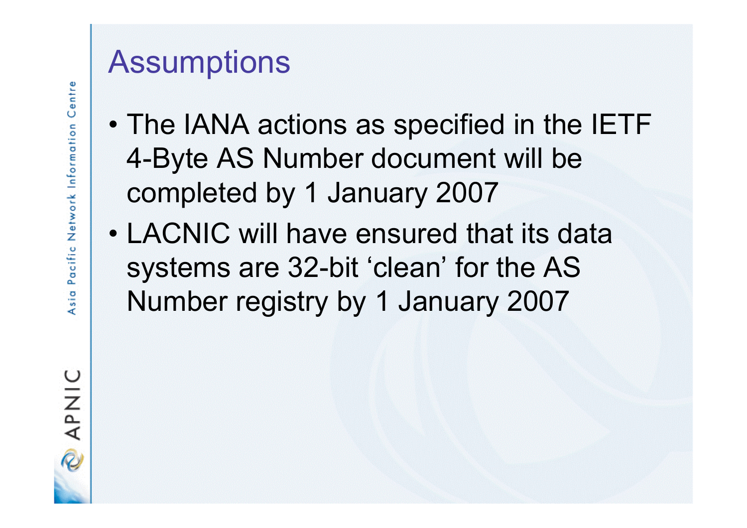# Assumptions

- The IANA actions as specified in the IETF 4-Byte AS Number document will be completed by 1 January 2007
- LACNIC will have ensured that its data systems are 32-bit ‘clean’ for the AS Number registry by 1 January 2007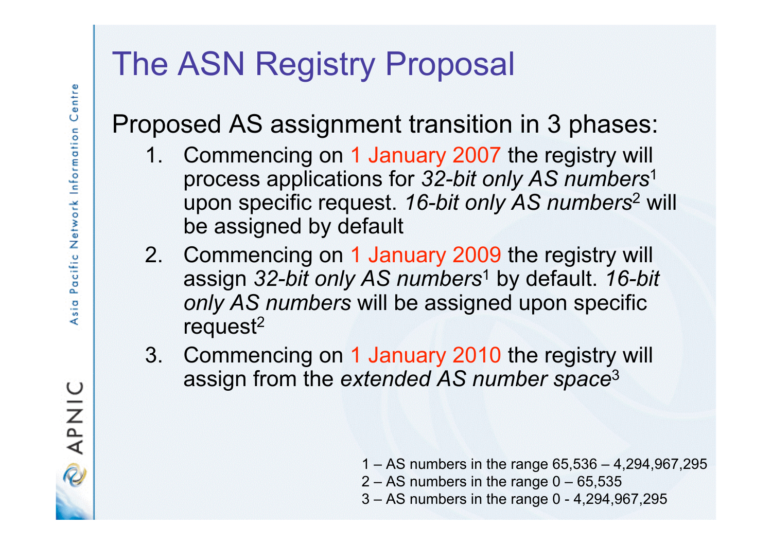# The ASN Registry Proposal

Proposed AS assignment transition in 3 phases:

1. Commencing on 1 January 2007 the registry will process applications for *32-bit only AS numbers*[1] upon specific request. *16-bit only AS numbers*[2] will be assigned by default
2. Commencing on 1 January 2009 the registry will assign *32-bit only AS numbers*[1] by default. *16-bit only AS numbers* will be assigned upon specific request[2]
3. Commencing on 1 January 2010 the registry will assign from the *extended AS number space*[3]

1 – AS numbers in the range 65,536 – 4,294,967,295
2 – AS numbers in the range 0 – 65,535
3 – AS numbers in the range 0 - 4,294,967,295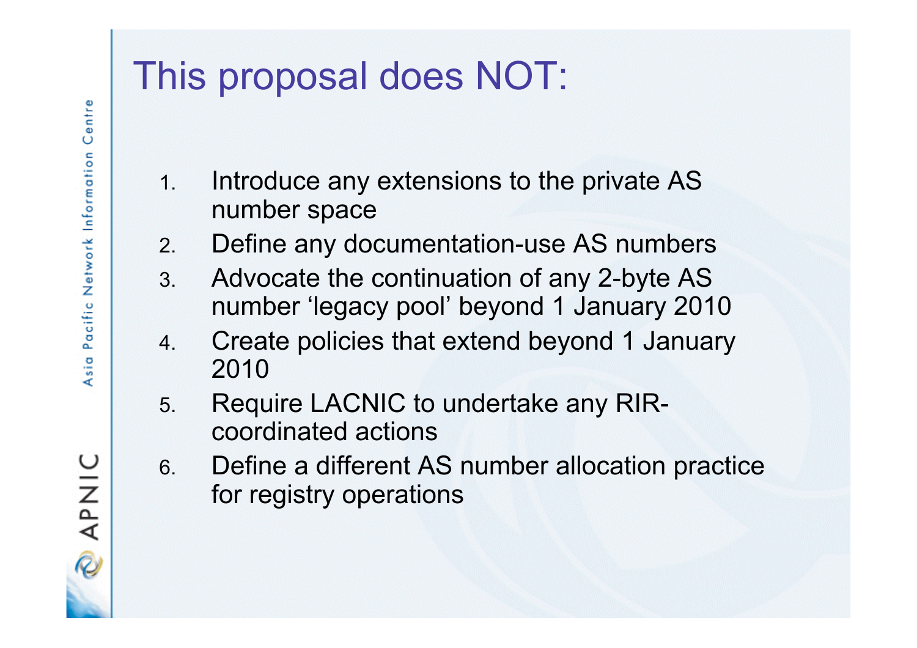# This proposal does NOT:

1. Introduce any extensions to the private AS number space
2. Define any documentation-use AS numbers
3. Advocate the continuation of any 2-byte AS number ‘legacy pool’ beyond 1 January 2010
4. Create policies that extend beyond 1 January 2010
5. Require LACNIC to undertake any RIR-coordinated actions
6. Define a different AS number allocation practice for registry operations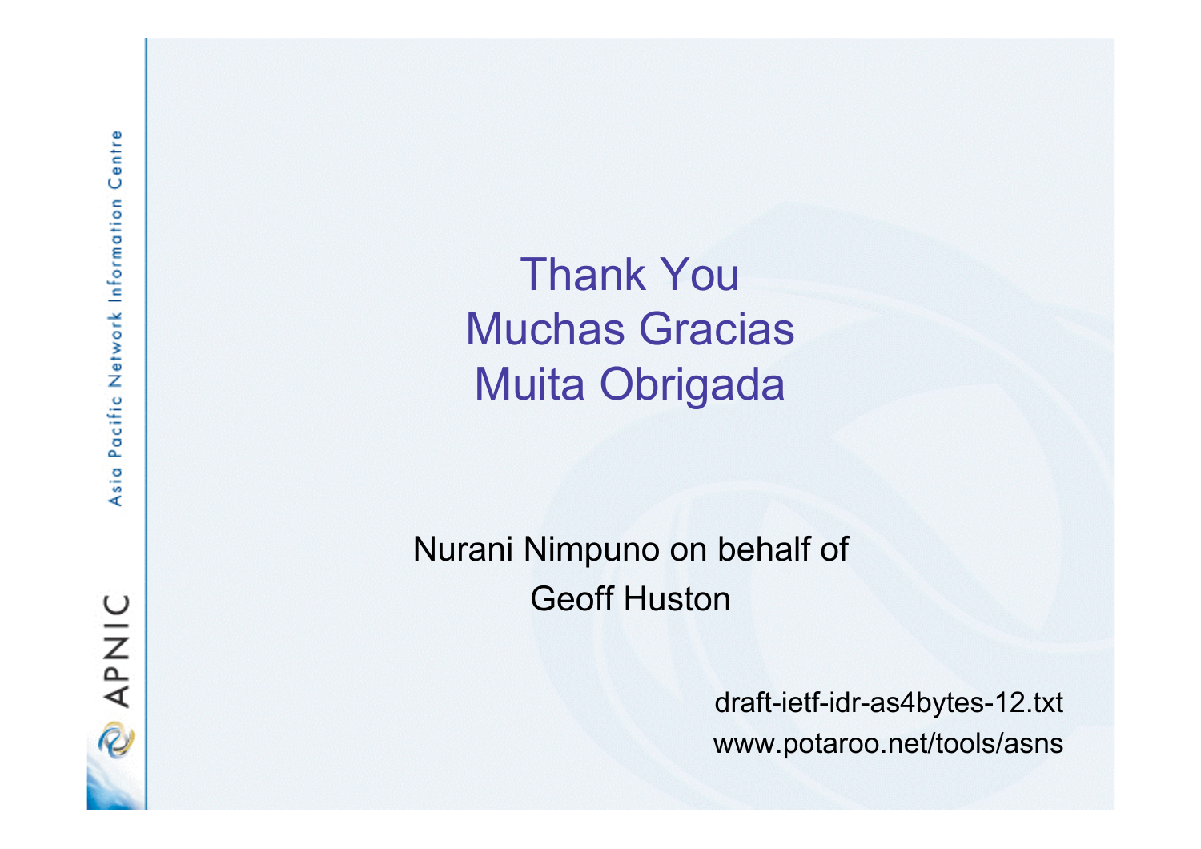# Thank You
# Muchas Gracias
# Muita Obrigada

Nurani Nimpuno on behalf of
Geoff Huston

draft-ietf-idr-as4bytes-12.txt
www.potaroo.net/tools/asns